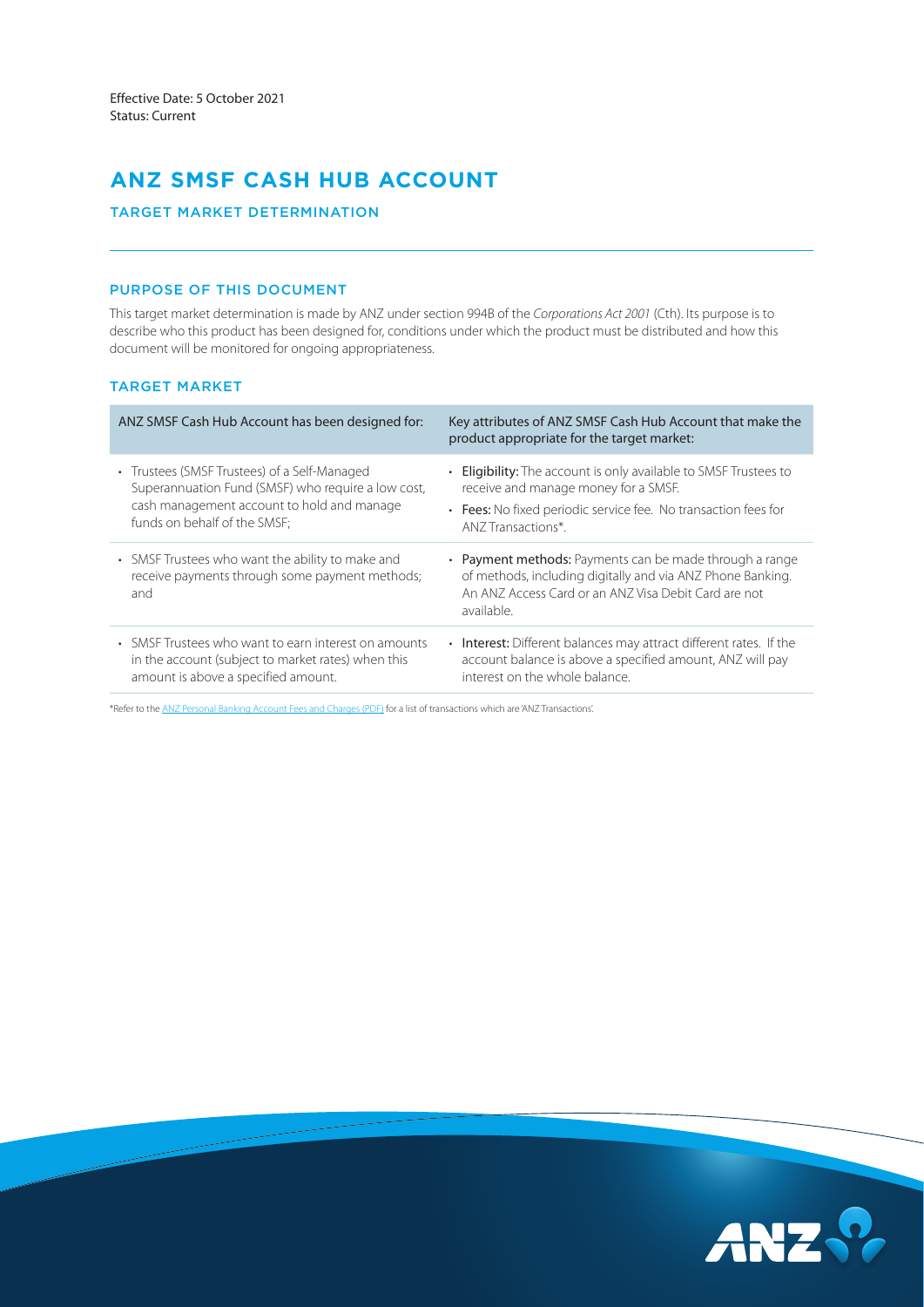Effective Date: 5 October 2021
Status: Current

# ANZ SMSF CASH HUB ACCOUNT

## TARGET MARKET DETERMINATION

### PURPOSE OF THIS DOCUMENT

This target market determination is made by ANZ under section 994B of the *Corporations Act 2001* (Cth). Its purpose is to describe who this product has been designed for, conditions under which the product must be distributed and how this document will be monitored for ongoing appropriateness.

### TARGET MARKET

| ANZ SMSF Cash Hub Account has been designed for: | Key attributes of ANZ SMSF Cash Hub Account that make the product appropriate for the target market: |
|---|---|
| • Trustees (SMSF Trustees) of a Self-Managed Superannuation Fund (SMSF) who require a low cost, cash management account to hold and manage funds on behalf of the SMSF; | • **Eligibility:** The account is only available to SMSF Trustees to receive and manage money for a SMSF.<br>• **Fees:** No fixed periodic service fee. No transaction fees for ANZ Transactions*. |
| • SMSF Trustees who want the ability to make and receive payments through some payment methods; and | • **Payment methods:** Payments can be made through a range of methods, including digitally and via ANZ Phone Banking. An ANZ Access Card or an ANZ Visa Debit Card are not available. |
| • SMSF Trustees who want to earn interest on amounts in the account (subject to market rates) when this amount is above a specified amount. | • **Interest:** Different balances may attract different rates. If the account balance is above a specified amount, ANZ will pay interest on the whole balance. |

*Refer to the ANZ Personal Banking Account Fees and Charges (PDF) for a list of transactions which are 'ANZ Transactions'.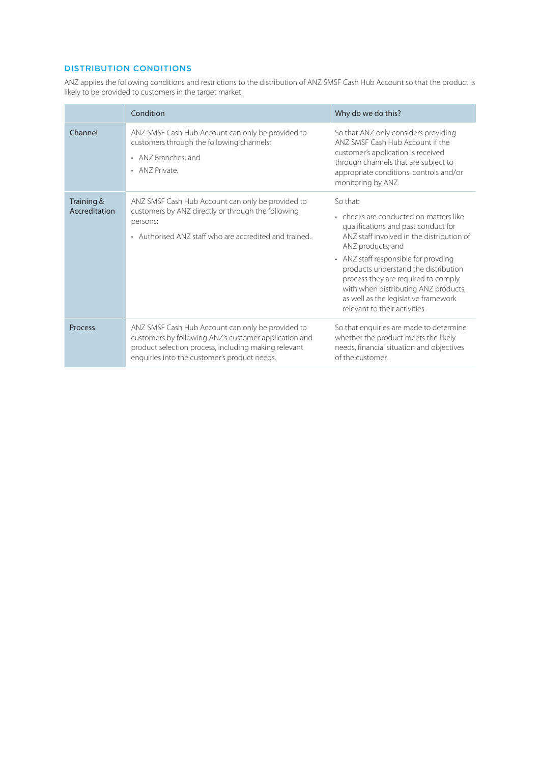## DISTRIBUTION CONDITIONS

ANZ applies the following conditions and restrictions to the distribution of ANZ SMSF Cash Hub Account so that the product is likely to be provided to customers in the target market.

| | Condition | Why do we do this? |
|---|---|---|
| Channel | ANZ SMSF Cash Hub Account can only be provided to customers through the following channels:<br>• ANZ Branches; and<br>• ANZ Private. | So that ANZ only considers providing ANZ SMSF Cash Hub Account if the customer's application is received through channels that are subject to appropriate conditions, controls and/or monitoring by ANZ. |
| Training & Accreditation | ANZ SMSF Cash Hub Account can only be provided to customers by ANZ directly or through the following persons:<br>• Authorised ANZ staff who are accredited and trained. | So that:<br>• checks are conducted on matters like qualifications and past conduct for ANZ staff involved in the distribution of ANZ products; and<br>• ANZ staff responsible for provding products understand the distribution process they are required to comply with when distributing ANZ products, as well as the legislative framework relevant to their activities. |
| Process | ANZ SMSF Cash Hub Account can only be provided to customers by following ANZ's customer application and product selection process, including making relevant enquiries into the customer's product needs. | So that enquiries are made to determine whether the product meets the likely needs, financial situation and objectives of the customer. |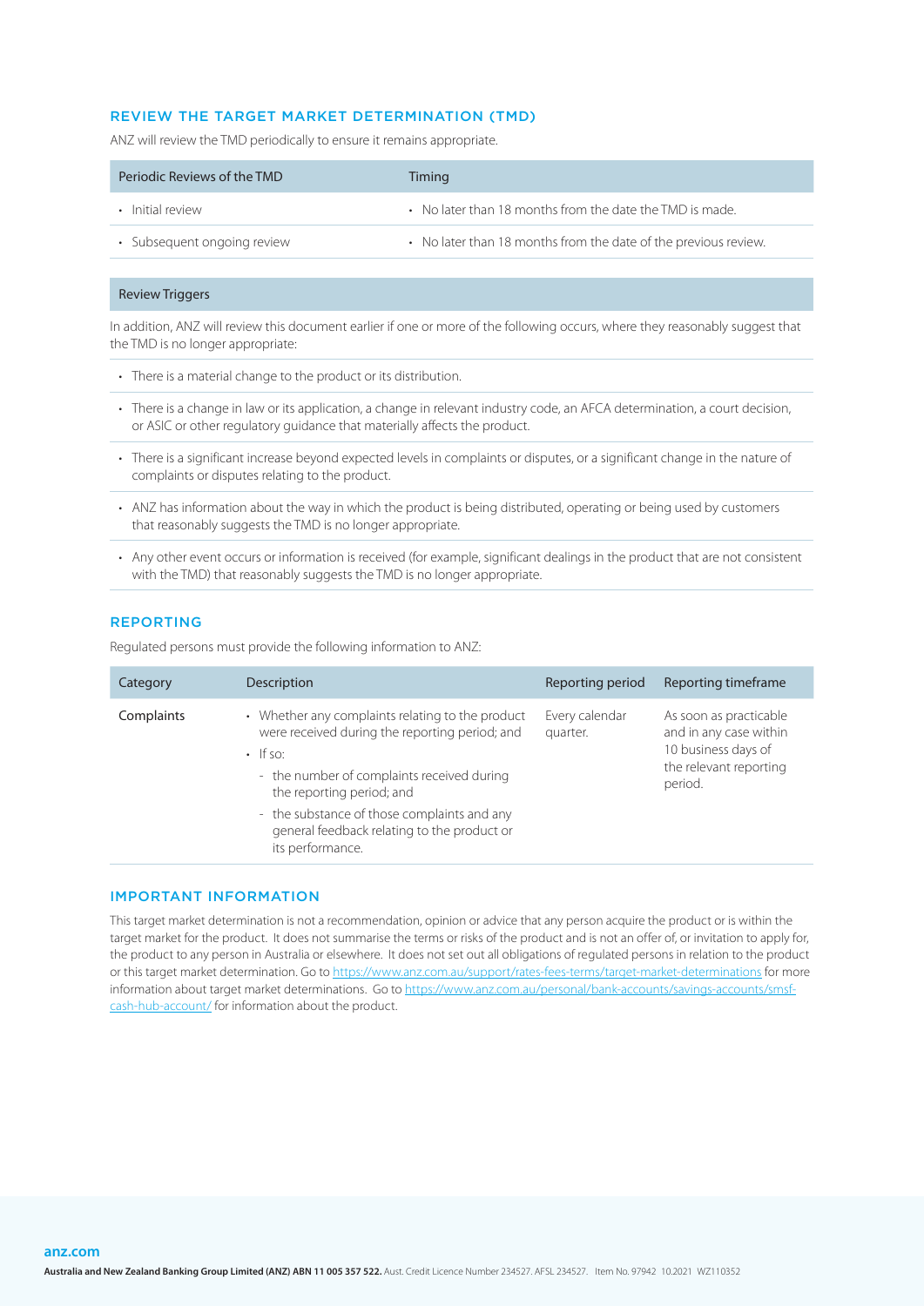## REVIEW THE TARGET MARKET DETERMINATION (TMD)

ANZ will review the TMD periodically to ensure it remains appropriate.

| Periodic Reviews of the TMD | Timing |
|---|---|
| • Initial review | • No later than 18 months from the date the TMD is made. |
| • Subsequent ongoing review | • No later than 18 months from the date of the previous review. |

**Review Triggers**

In addition, ANZ will review this document earlier if one or more of the following occurs, where they reasonably suggest that the TMD is no longer appropriate:

- There is a material change to the product or its distribution.
- There is a change in law or its application, a change in relevant industry code, an AFCA determination, a court decision, or ASIC or other regulatory guidance that materially affects the product.
- There is a significant increase beyond expected levels in complaints or disputes, or a significant change in the nature of complaints or disputes relating to the product.
- ANZ has information about the way in which the product is being distributed, operating or being used by customers that reasonably suggests the TMD is no longer appropriate.
- Any other event occurs or information is received (for example, significant dealings in the product that are not consistent with the TMD) that reasonably suggests the TMD is no longer appropriate.

## REPORTING

Regulated persons must provide the following information to ANZ:

| Category | Description | Reporting period | Reporting timeframe |
|---|---|---|---|
| Complaints | • Whether any complaints relating to the product were received during the reporting period; and<br>• If so:<br>- the number of complaints received during the reporting period; and<br>- the substance of those complaints and any general feedback relating to the product or its performance. | Every calendar quarter. | As soon as practicable and in any case within 10 business days of the relevant reporting period. |

## IMPORTANT INFORMATION

This target market determination is not a recommendation, opinion or advice that any person acquire the product or is within the target market for the product. It does not summarise the terms or risks of the product and is not an offer of, or invitation to apply for, the product to any person in Australia or elsewhere. It does not set out all obligations of regulated persons in relation to the product or this target market determination. Go to https://www.anz.com.au/support/rates-fees-terms/target-market-determinations for more information about target market determinations. Go to https://www.anz.com.au/personal/bank-accounts/savings-accounts/smsf-cash-hub-account/ for information about the product.

**anz.com**

**Australia and New Zealand Banking Group Limited (ANZ) ABN 11 005 357 522.** Aust. Credit Licence Number 234527. AFSL 234527. Item No. 97942 10.2021 WZ110352